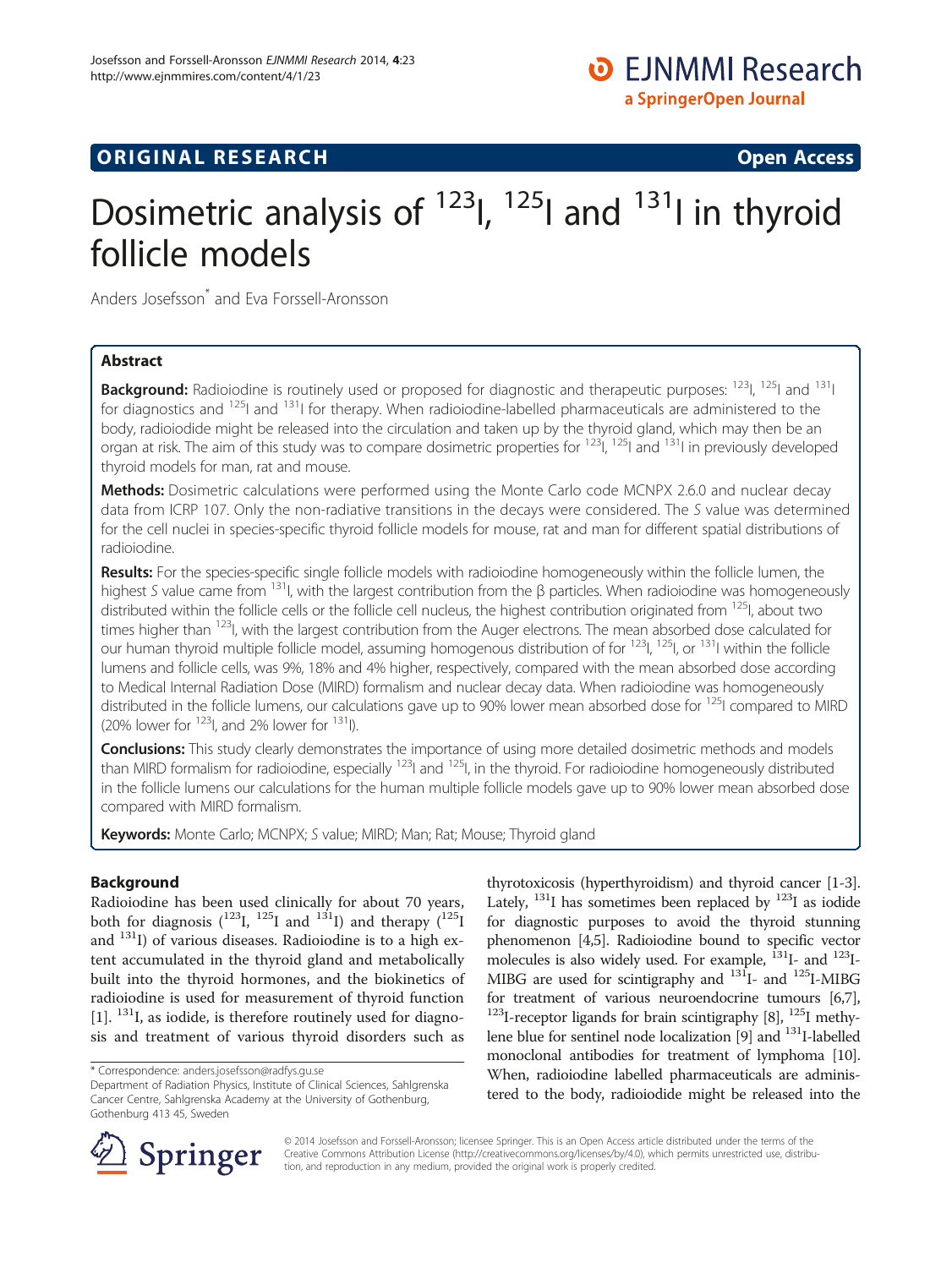ORIGINAL RESEARCH Open Access

# Dosimetric analysis of $^{123}$I, $^{125}$I and $^{131}$I in thyroid follicle models

Anders Josefsson* and Eva Forssell-Aronsson

## Abstract

**Background:** Radioiodine is routinely used or proposed for diagnostic and therapeutic purposes: $^{123}$I, $^{125}$I and $^{131}$I for diagnostics and $^{125}$I and $^{131}$I for therapy. When radioiodine-labelled pharmaceuticals are administered to the body, radioiodide might be released into the circulation and taken up by the thyroid gland, which may then be an organ at risk. The aim of this study was to compare dosimetric properties for $^{123}$I, $^{125}$I and $^{131}$I in previously developed thyroid models for man, rat and mouse.

**Methods:** Dosimetric calculations were performed using the Monte Carlo code MCNPX 2.6.0 and nuclear decay data from ICRP 107. Only the non-radiative transitions in the decays were considered. The *S* value was determined for the cell nuclei in species-specific thyroid follicle models for mouse, rat and man for different spatial distributions of radioiodine.

**Results:** For the species-specific single follicle models with radioiodine homogeneously within the follicle lumen, the highest *S* value came from $^{131}$I, with the largest contribution from the β particles. When radioiodine was homogeneously distributed within the follicle cells or the follicle cell nucleus, the highest contribution originated from $^{125}$I, about two times higher than $^{123}$I, with the largest contribution from the Auger electrons. The mean absorbed dose calculated for our human thyroid multiple follicle model, assuming homogenous distribution of for $^{123}$I, $^{125}$I, or $^{131}$I within the follicle lumens and follicle cells, was 9%, 18% and 4% higher, respectively, compared with the mean absorbed dose according to Medical Internal Radiation Dose (MIRD) formalism and nuclear decay data. When radioiodine was homogeneously distributed in the follicle lumens, our calculations gave up to 90% lower mean absorbed dose for $^{125}$I compared to MIRD (20% lower for $^{123}$I, and 2% lower for $^{131}$I).

**Conclusions:** This study clearly demonstrates the importance of using more detailed dosimetric methods and models than MIRD formalism for radioiodine, especially $^{123}$I and $^{125}$I, in the thyroid. For radioiodine homogeneously distributed in the follicle lumens our calculations for the human multiple follicle models gave up to 90% lower mean absorbed dose compared with MIRD formalism.

**Keywords:** Monte Carlo; MCNPX; *S* value; MIRD; Man; Rat; Mouse; Thyroid gland

## Background

Radioiodine has been used clinically for about 70 years, both for diagnosis ($^{123}$I, $^{125}$I and $^{131}$I) and therapy ($^{125}$I and $^{131}$I) of various diseases. Radioiodine is to a high extent accumulated in the thyroid gland and metabolically built into the thyroid hormones, and the biokinetics of radioiodine is used for measurement of thyroid function [1]. $^{131}$I, as iodide, is therefore routinely used for diagnosis and treatment of various thyroid disorders such as thyrotoxicosis (hyperthyroidism) and thyroid cancer [1-3]. Lately, $^{131}$I has sometimes been replaced by $^{123}$I as iodide for diagnostic purposes to avoid the thyroid stunning phenomenon [4,5]. Radioiodine bound to specific vector molecules is also widely used. For example, $^{131}$I- and $^{123}$I-MIBG are used for scintigraphy and $^{131}$I- and $^{125}$I-MIBG for treatment of various neuroendocrine tumours [6,7], $^{123}$I-receptor ligands for brain scintigraphy [8], $^{125}$I methylene blue for sentinel node localization [9] and $^{131}$I-labelled monoclonal antibodies for treatment of lymphoma [10]. When, radioiodine labelled pharmaceuticals are administered to the body, radioiodide might be released into the

* Correspondence: anders.josefsson@radfys.gu.se
Department of Radiation Physics, Institute of Clinical Sciences, Sahlgrenska Cancer Centre, Sahlgrenska Academy at the University of Gothenburg, Gothenburg 413 45, Sweden

© 2014 Josefsson and Forssell-Aronsson; licensee Springer. This is an Open Access article distributed under the terms of the Creative Commons Attribution License (http://creativecommons.org/licenses/by/4.0), which permits unrestricted use, distribution, and reproduction in any medium, provided the original work is properly credited.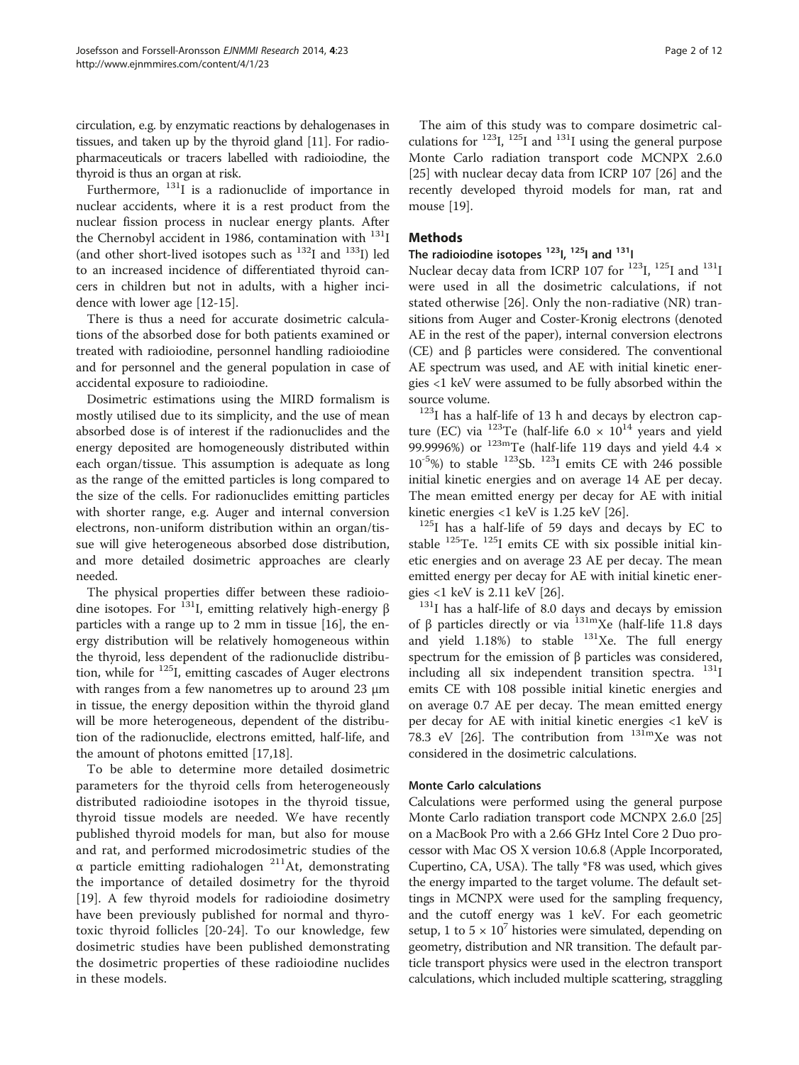circulation, e.g. by enzymatic reactions by dehalogenases in tissues, and taken up by the thyroid gland [11]. For radiopharmaceuticals or tracers labelled with radioiodine, the thyroid is thus an organ at risk.

Furthermore, $^{131}$I is a radionuclide of importance in nuclear accidents, where it is a rest product from the nuclear fission process in nuclear energy plants. After the Chernobyl accident in 1986, contamination with $^{131}$I (and other short-lived isotopes such as $^{132}$I and $^{133}$I) led to an increased incidence of differentiated thyroid cancers in children but not in adults, with a higher incidence with lower age [12-15].

There is thus a need for accurate dosimetric calculations of the absorbed dose for both patients examined or treated with radioiodine, personnel handling radioiodine and for personnel and the general population in case of accidental exposure to radioiodine.

Dosimetric estimations using the MIRD formalism is mostly utilised due to its simplicity, and the use of mean absorbed dose is of interest if the radionuclides and the energy deposited are homogeneously distributed within each organ/tissue. This assumption is adequate as long as the range of the emitted particles is long compared to the size of the cells. For radionuclides emitting particles with shorter range, e.g. Auger and internal conversion electrons, non-uniform distribution within an organ/tissue will give heterogeneous absorbed dose distribution, and more detailed dosimetric approaches are clearly needed.

The physical properties differ between these radioiodine isotopes. For $^{131}$I, emitting relatively high-energy β particles with a range up to 2 mm in tissue [16], the energy distribution will be relatively homogeneous within the thyroid, less dependent of the radionuclide distribution, while for $^{125}$I, emitting cascades of Auger electrons with ranges from a few nanometres up to around 23 μm in tissue, the energy deposition within the thyroid gland will be more heterogeneous, dependent of the distribution of the radionuclide, electrons emitted, half-life, and the amount of photons emitted [17,18].

To be able to determine more detailed dosimetric parameters for the thyroid cells from heterogeneously distributed radioiodine isotopes in the thyroid tissue, thyroid tissue models are needed. We have recently published thyroid models for man, but also for mouse and rat, and performed microdosimetric studies of the α particle emitting radiohalogen $^{211}$At, demonstrating the importance of detailed dosimetry for the thyroid [19]. A few thyroid models for radioiodine dosimetry have been previously published for normal and thyrotoxic thyroid follicles [20-24]. To our knowledge, few dosimetric studies have been published demonstrating the dosimetric properties of these radioiodine nuclides in these models.

The aim of this study was to compare dosimetric calculations for $^{123}$I, $^{125}$I and $^{131}$I using the general purpose Monte Carlo radiation transport code MCNPX 2.6.0 [25] with nuclear decay data from ICRP 107 [26] and the recently developed thyroid models for man, rat and mouse [19].

## Methods

### The radioiodine isotopes $^{123}$I, $^{125}$I and $^{131}$I

Nuclear decay data from ICRP 107 for $^{123}$I, $^{125}$I and $^{131}$I were used in all the dosimetric calculations, if not stated otherwise [26]. Only the non-radiative (NR) transitions from Auger and Coster-Kronig electrons (denoted AE in the rest of the paper), internal conversion electrons (CE) and β particles were considered. The conventional AE spectrum was used, and AE with initial kinetic energies <1 keV were assumed to be fully absorbed within the source volume.

$^{123}$I has a half-life of 13 h and decays by electron capture (EC) via $^{123}$Te (half-life $6.0 \times 10^{14}$ years and yield 99.9996%) or $^{123m}$Te (half-life 119 days and yield $4.4 \times 10^{-5}$%) to stable $^{123}$Sb. $^{123}$I emits CE with 246 possible initial kinetic energies and on average 14 AE per decay. The mean emitted energy per decay for AE with initial kinetic energies <1 keV is 1.25 keV [26].

$^{125}$I has a half-life of 59 days and decays by EC to stable $^{125}$Te. $^{125}$I emits CE with six possible initial kinetic energies and on average 23 AE per decay. The mean emitted energy per decay for AE with initial kinetic energies <1 keV is 2.11 keV [26].

$^{131}$I has a half-life of 8.0 days and decays by emission of β particles directly or via $^{131m}$Xe (half-life 11.8 days and yield 1.18%) to stable $^{131}$Xe. The full energy spectrum for the emission of β particles was considered, including all six independent transition spectra. $^{131}$I emits CE with 108 possible initial kinetic energies and on average 0.7 AE per decay. The mean emitted energy per decay for AE with initial kinetic energies <1 keV is 78.3 eV [26]. The contribution from $^{131m}$Xe was not considered in the dosimetric calculations.

### Monte Carlo calculations

Calculations were performed using the general purpose Monte Carlo radiation transport code MCNPX 2.6.0 [25] on a MacBook Pro with a 2.66 GHz Intel Core 2 Duo processor with Mac OS X version 10.6.8 (Apple Incorporated, Cupertino, CA, USA). The tally *F8 was used, which gives the energy imparted to the target volume. The default settings in MCNPX were used for the sampling frequency, and the cutoff energy was 1 keV. For each geometric setup, 1 to $5 \times 10^7$ histories were simulated, depending on geometry, distribution and NR transition. The default particle transport physics were used in the electron transport calculations, which included multiple scattering, straggling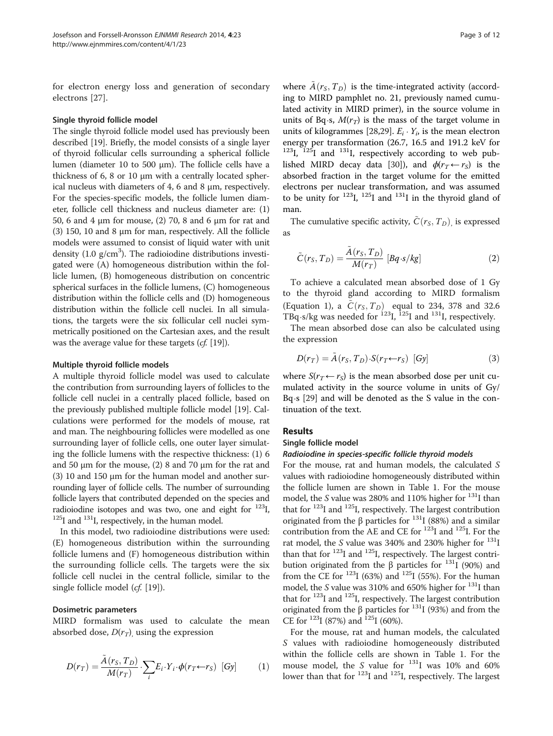for electron energy loss and generation of secondary electrons [27].

### Single thyroid follicle model

The single thyroid follicle model used has previously been described [19]. Briefly, the model consists of a single layer of thyroid follicular cells surrounding a spherical follicle lumen (diameter 10 to 500 μm). The follicle cells have a thickness of 6, 8 or 10 μm with a centrally located spherical nucleus with diameters of 4, 6 and 8 μm, respectively. For the species-specific models, the follicle lumen diameter, follicle cell thickness and nucleus diameter are: (1) 50, 6 and 4 μm for mouse, (2) 70, 8 and 6 μm for rat and (3) 150, 10 and 8 μm for man, respectively. All the follicle models were assumed to consist of liquid water with unit density (1.0 g/cm$^3$). The radioiodine distributions investigated were (A) homogeneous distribution within the follicle lumen, (B) homogeneous distribution on concentric spherical surfaces in the follicle lumens, (C) homogeneous distribution within the follicle cells and (D) homogeneous distribution within the follicle cell nuclei. In all simulations, the targets were the six follicular cell nuclei symmetrically positioned on the Cartesian axes, and the result was the average value for these targets (*cf.* [19]).

### Multiple thyroid follicle models

A multiple thyroid follicle model was used to calculate the contribution from surrounding layers of follicles to the follicle cell nuclei in a centrally placed follicle, based on the previously published multiple follicle model [19]. Calculations were performed for the models of mouse, rat and man. The neighbouring follicles were modelled as one surrounding layer of follicle cells, one outer layer simulating the follicle lumens with the respective thickness: (1) 6 and 50 μm for the mouse, (2) 8 and 70 μm for the rat and (3) 10 and 150 μm for the human model and another surrounding layer of follicle cells. The number of surrounding follicle layers that contributed depended on the species and radioiodine isotopes and was two, one and eight for $^{123}$I, $^{125}$I and $^{131}$I, respectively, in the human model.

In this model, two radioiodine distributions were used: (E) homogeneous distribution within the surrounding follicle lumens and (F) homogeneous distribution within the surrounding follicle cells. The targets were the six follicle cell nuclei in the central follicle, similar to the single follicle model (*cf.* [19]).

### Dosimetric parameters

MIRD formalism was used to calculate the mean absorbed dose, $D(r_T)$, using the expression

$$D(r_T) = \frac{\tilde{A}(r_S, T_D)}{M(r_T)} \cdot \sum_i E_i \cdot Y_i \cdot \phi(r_T \leftarrow r_S) \;\; [Gy] \tag{1}$$

where $\tilde{A}(r_S, T_D)$ is the time-integrated activity (according to MIRD pamphlet no. 21, previously named cumulated activity in MIRD primer), in the source volume in units of Bq·s, $M(r_T)$ is the mass of the target volume in units of kilogrammes [28,29]. $E_i \cdot Y_i$, is the mean electron energy per transformation (26.7, 16.5 and 191.2 keV for $^{123}$I, $^{125}$I and $^{131}$I, respectively according to web published MIRD decay data [30]), and $\phi(r_T \leftarrow r_S)$ is the absorbed fraction in the target volume for the emitted electrons per nuclear transformation, and was assumed to be unity for $^{123}$I, $^{125}$I and $^{131}$I in the thyroid gland of man.

The cumulative specific activity, $\tilde{C}(r_S, T_D)$, is expressed as

$$\tilde{C}(r_S, T_D) = \frac{\tilde{A}(r_S, T_D)}{M(r_T)} \;\; [Bq \cdot s/kg] \tag{2}$$

To achieve a calculated mean absorbed dose of 1 Gy to the thyroid gland according to MIRD formalism (Equation 1), a $\tilde{C}(r_S, T_D)$ equal to 234, 378 and 32.6 TBq·s/kg was needed for $^{123}$I, $^{125}$I and $^{131}$I, respectively.

The mean absorbed dose can also be calculated using the expression

$$D(r_T) = \tilde{A}(r_S, T_D) \cdot S(r_T \leftarrow r_S) \;\; [Gy] \tag{3}$$

where $S(r_T \leftarrow r_S)$ is the mean absorbed dose per unit cumulated activity in the source volume in units of Gy/Bq·s [29] and will be denoted as the S value in the continuation of the text.

## Results

### Single follicle model

#### *Radioiodine in species-specific follicle thyroid models*

For the mouse, rat and human models, the calculated *S* values with radioiodine homogeneously distributed within the follicle lumen are shown in Table 1. For the mouse model, the *S* value was 280% and 110% higher for $^{131}$I than that for $^{123}$I and $^{125}$I, respectively. The largest contribution originated from the β particles for $^{131}$I (88%) and a similar contribution from the AE and CE for $^{123}$I and $^{125}$I. For the rat model, the *S* value was 340% and 230% higher for $^{131}$I than that for $^{123}$I and $^{125}$I, respectively. The largest contribution originated from the β particles for $^{131}$I (90%) and from the CE for $^{123}$I (63%) and $^{125}$I (55%). For the human model, the *S* value was 310% and 650% higher for $^{131}$I than that for $^{123}$I and $^{125}$I, respectively. The largest contribution originated from the β particles for $^{131}$I (93%) and from the CE for $^{123}$I (87%) and $^{125}$I (60%).

For the mouse, rat and human models, the calculated *S* values with radioiodine homogeneously distributed within the follicle cells are shown in Table 1. For the mouse model, the *S* value for $^{131}$I was 10% and 60% lower than that for $^{123}$I and $^{125}$I, respectively. The largest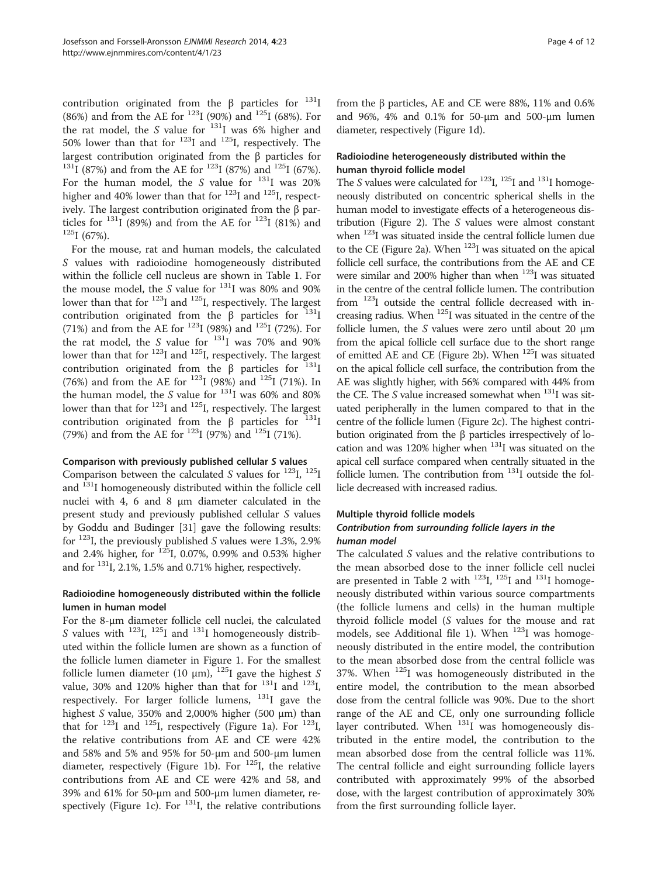contribution originated from the β particles for $^{131}I$ (86%) and from the AE for $^{123}I$ (90%) and $^{125}I$ (68%). For the rat model, the *S* value for $^{131}I$ was 6% higher and 50% lower than that for $^{123}I$ and $^{125}I$, respectively. The largest contribution originated from the β particles for $^{131}I$ (87%) and from the AE for $^{123}I$ (87%) and $^{125}I$ (67%). For the human model, the *S* value for $^{131}I$ was 20% higher and 40% lower than that for $^{123}I$ and $^{125}I$, respectively. The largest contribution originated from the β particles for $^{131}I$ (89%) and from the AE for $^{123}I$ (81%) and $^{125}I$ (67%).

For the mouse, rat and human models, the calculated *S* values with radioiodine homogeneously distributed within the follicle cell nucleus are shown in Table 1. For the mouse model, the *S* value for $^{131}I$ was 80% and 90% lower than that for $^{123}I$ and $^{125}I$, respectively. The largest contribution originated from the β particles for $^{131}I$ (71%) and from the AE for $^{123}I$ (98%) and $^{125}I$ (72%). For the rat model, the *S* value for $^{131}I$ was 70% and 90% lower than that for $^{123}I$ and $^{125}I$, respectively. The largest contribution originated from the β particles for $^{131}I$ (76%) and from the AE for $^{123}I$ (98%) and $^{125}I$ (71%). In the human model, the *S* value for $^{131}I$ was 60% and 80% lower than that for $^{123}I$ and $^{125}I$, respectively. The largest contribution originated from the β particles for $^{131}I$ (79%) and from the AE for $^{123}I$ (97%) and $^{125}I$ (71%).

#### Comparison with previously published cellular *S* values

Comparison between the calculated *S* values for $^{123}I$, $^{125}I$ and $^{131}I$ homogeneously distributed within the follicle cell nuclei with 4, 6 and 8 μm diameter calculated in the present study and previously published cellular *S* values by Goddu and Budinger [31] gave the following results: for $^{123}I$, the previously published *S* values were 1.3%, 2.9% and 2.4% higher, for $^{125}I$, 0.07%, 0.99% and 0.53% higher and for $^{131}I$, 2.1%, 1.5% and 0.71% higher, respectively.

#### Radioiodine homogeneously distributed within the follicle lumen in human model

For the 8-μm diameter follicle cell nuclei, the calculated *S* values with $^{123}I$, $^{125}I$ and $^{131}I$ homogeneously distributed within the follicle lumen are shown as a function of the follicle lumen diameter in Figure 1. For the smallest follicle lumen diameter (10 μm), $^{125}I$ gave the highest *S* value, 30% and 120% higher than that for $^{131}I$ and $^{123}I$, respectively. For larger follicle lumens, $^{131}I$ gave the highest *S* value, 350% and 2,000% higher (500 μm) than that for $^{123}I$ and $^{125}I$, respectively (Figure 1a). For $^{123}I$, the relative contributions from AE and CE were 42% and 58% and 5% and 95% for 50-μm and 500-μm lumen diameter, respectively (Figure 1b). For $^{125}I$, the relative contributions from AE and CE were 42% and 58, and 39% and 61% for 50-μm and 500-μm lumen diameter, respectively (Figure 1c). For $^{131}I$, the relative contributions from the β particles, AE and CE were 88%, 11% and 0.6% and 96%, 4% and 0.1% for 50-μm and 500-μm lumen diameter, respectively (Figure 1d).

#### Radioiodine heterogeneously distributed within the human thyroid follicle model

The *S* values were calculated for $^{123}I$, $^{125}I$ and $^{131}I$ homogeneously distributed on concentric spherical shells in the human model to investigate effects of a heterogeneous distribution (Figure 2). The *S* values were almost constant when $^{123}I$ was situated inside the central follicle lumen due to the CE (Figure 2a). When $^{123}I$ was situated on the apical follicle cell surface, the contributions from the AE and CE were similar and 200% higher than when $^{123}I$ was situated in the centre of the central follicle lumen. The contribution from $^{123}I$ outside the central follicle decreased with increasing radius. When $^{125}I$ was situated in the centre of the follicle lumen, the *S* values were zero until about 20 μm from the apical follicle cell surface due to the short range of emitted AE and CE (Figure 2b). When $^{125}I$ was situated on the apical follicle cell surface, the contribution from the AE was slightly higher, with 56% compared with 44% from the CE. The *S* value increased somewhat when $^{131}I$ was situated peripherally in the lumen compared to that in the centre of the follicle lumen (Figure 2c). The highest contribution originated from the β particles irrespectively of location and was 120% higher when $^{131}I$ was situated on the apical cell surface compared when centrally situated in the follicle lumen. The contribution from $^{131}I$ outside the follicle decreased with increased radius.

### Multiple thyroid follicle models

#### Contribution from surrounding follicle layers in the human model

The calculated *S* values and the relative contributions to the mean absorbed dose to the inner follicle cell nuclei are presented in Table 2 with $^{123}I$, $^{125}I$ and $^{131}I$ homogeneously distributed within various source compartments (the follicle lumens and cells) in the human multiple thyroid follicle model (*S* values for the mouse and rat models, see Additional file 1). When $^{123}I$ was homogeneously distributed in the entire model, the contribution to the mean absorbed dose from the central follicle was 37%. When $^{125}I$ was homogeneously distributed in the entire model, the contribution to the mean absorbed dose from the central follicle was 90%. Due to the short range of the AE and CE, only one surrounding follicle layer contributed. When $^{131}I$ was homogeneously distributed in the entire model, the contribution to the mean absorbed dose from the central follicle was 11%. The central follicle and eight surrounding follicle layers contributed with approximately 99% of the absorbed dose, with the largest contribution of approximately 30% from the first surrounding follicle layer.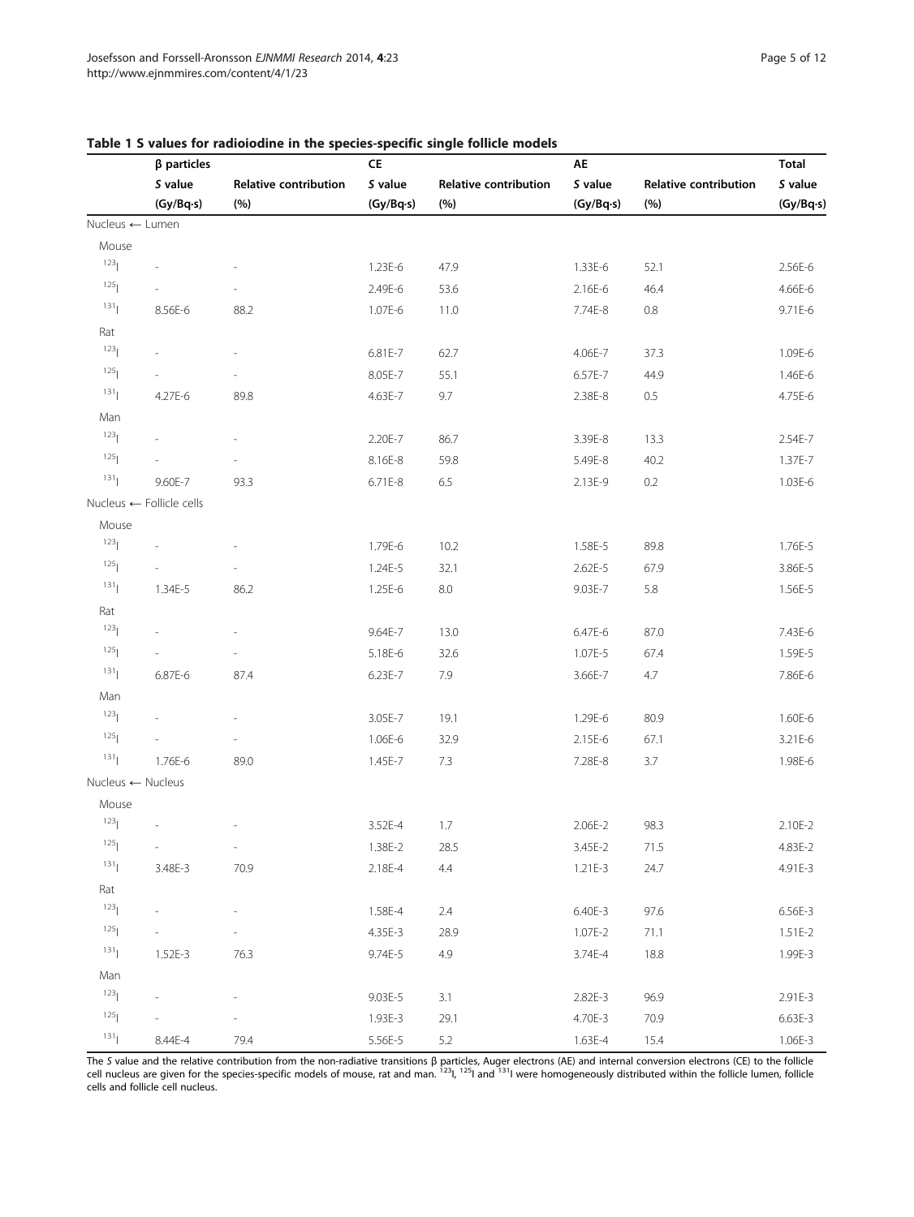**Table 1 S values for radioiodine in the species-specific single follicle models**

| | β particles | | CE | | AE | | Total |
|---|---|---|---|---|---|---|---|
| | *S* value (Gy/Bq·s) | Relative contribution (%) | *S* value (Gy/Bq·s) | Relative contribution (%) | *S* value (Gy/Bq·s) | Relative contribution (%) | *S* value (Gy/Bq·s) |
| Nucleus ← Lumen | | | | | | | |
| Mouse | | | | | | | |
| $^{123}$I | - | - | 1.23E-6 | 47.9 | 1.33E-6 | 52.1 | 2.56E-6 |
| $^{125}$I | - | - | 2.49E-6 | 53.6 | 2.16E-6 | 46.4 | 4.66E-6 |
| $^{131}$I | 8.56E-6 | 88.2 | 1.07E-6 | 11.0 | 7.74E-8 | 0.8 | 9.71E-6 |
| Rat | | | | | | | |
| $^{123}$I | - | - | 6.81E-7 | 62.7 | 4.06E-7 | 37.3 | 1.09E-6 |
| $^{125}$I | - | - | 8.05E-7 | 55.1 | 6.57E-7 | 44.9 | 1.46E-6 |
| $^{131}$I | 4.27E-6 | 89.8 | 4.63E-7 | 9.7 | 2.38E-8 | 0.5 | 4.75E-6 |
| Man | | | | | | | |
| $^{123}$I | - | - | 2.20E-7 | 86.7 | 3.39E-8 | 13.3 | 2.54E-7 |
| $^{125}$I | - | - | 8.16E-8 | 59.8 | 5.49E-8 | 40.2 | 1.37E-7 |
| $^{131}$I | 9.60E-7 | 93.3 | 6.71E-8 | 6.5 | 2.13E-9 | 0.2 | 1.03E-6 |
| Nucleus ← Follicle cells | | | | | | | |
| Mouse | | | | | | | |
| $^{123}$I | - | - | 1.79E-6 | 10.2 | 1.58E-5 | 89.8 | 1.76E-5 |
| $^{125}$I | - | - | 1.24E-5 | 32.1 | 2.62E-5 | 67.9 | 3.86E-5 |
| $^{131}$I | 1.34E-5 | 86.2 | 1.25E-6 | 8.0 | 9.03E-7 | 5.8 | 1.56E-5 |
| Rat | | | | | | | |
| $^{123}$I | - | - | 9.64E-7 | 13.0 | 6.47E-6 | 87.0 | 7.43E-6 |
| $^{125}$I | - | - | 5.18E-6 | 32.6 | 1.07E-5 | 67.4 | 1.59E-5 |
| $^{131}$I | 6.87E-6 | 87.4 | 6.23E-7 | 7.9 | 3.66E-7 | 4.7 | 7.86E-6 |
| Man | | | | | | | |
| $^{123}$I | - | - | 3.05E-7 | 19.1 | 1.29E-6 | 80.9 | 1.60E-6 |
| $^{125}$I | - | - | 1.06E-6 | 32.9 | 2.15E-6 | 67.1 | 3.21E-6 |
| $^{131}$I | 1.76E-6 | 89.0 | 1.45E-7 | 7.3 | 7.28E-8 | 3.7 | 1.98E-6 |
| Nucleus ← Nucleus | | | | | | | |
| Mouse | | | | | | | |
| $^{123}$I | - | - | 3.52E-4 | 1.7 | 2.06E-2 | 98.3 | 2.10E-2 |
| $^{125}$I | - | - | 1.38E-2 | 28.5 | 3.45E-2 | 71.5 | 4.83E-2 |
| $^{131}$I | 3.48E-3 | 70.9 | 2.18E-4 | 4.4 | 1.21E-3 | 24.7 | 4.91E-3 |
| Rat | | | | | | | |
| $^{123}$I | - | - | 1.58E-4 | 2.4 | 6.40E-3 | 97.6 | 6.56E-3 |
| $^{125}$I | - | - | 4.35E-3 | 28.9 | 1.07E-2 | 71.1 | 1.51E-2 |
| $^{131}$I | 1.52E-3 | 76.3 | 9.74E-5 | 4.9 | 3.74E-4 | 18.8 | 1.99E-3 |
| Man | | | | | | | |
| $^{123}$I | - | - | 9.03E-5 | 3.1 | 2.82E-3 | 96.9 | 2.91E-3 |
| $^{125}$I | - | - | 1.93E-3 | 29.1 | 4.70E-3 | 70.9 | 6.63E-3 |
| $^{131}$I | 8.44E-4 | 79.4 | 5.56E-5 | 5.2 | 1.63E-4 | 15.4 | 1.06E-3 |

The *S* value and the relative contribution from the non-radiative transitions β particles, Auger electrons (AE) and internal conversion electrons (CE) to the follicle cell nucleus are given for the species-specific models of mouse, rat and man. $^{123}$I, $^{125}$I and $^{131}$I were homogeneously distributed within the follicle lumen, follicle cells and follicle cell nucleus.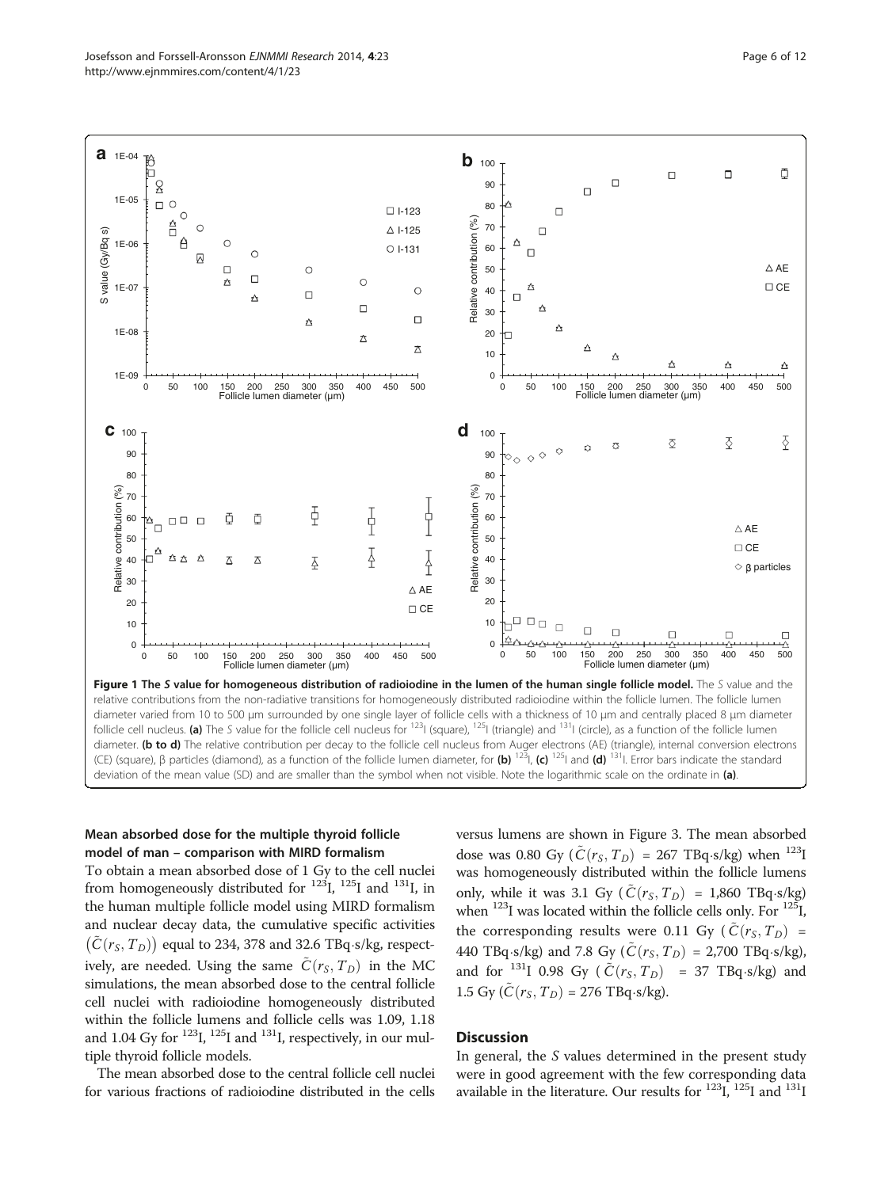**Figure 1 The *S* value for homogeneous distribution of radioiodine in the lumen of the human single follicle model.** The *S* value and the relative contributions from the non-radiative transitions for homogeneously distributed radioiodine within the follicle lumen. The follicle lumen diameter varied from 10 to 500 μm surrounded by one single layer of follicle cells with a thickness of 10 μm and centrally placed 8 μm diameter follicle cell nucleus. **(a)** The *S* value for the follicle cell nucleus for $^{123}$I (square), $^{125}$I (triangle) and $^{131}$I (circle), as a function of the follicle lumen diameter. **(b to d)** The relative contribution per decay to the follicle cell nucleus from Auger electrons (AE) (triangle), internal conversion electrons (CE) (square), β particles (diamond), as a function of the follicle lumen diameter, for **(b)** $^{123}$I, **(c)** $^{125}$I and **(d)** $^{131}$I. Error bars indicate the standard deviation of the mean value (SD) and are smaller than the symbol when not visible. Note the logarithmic scale on the ordinate in **(a)**.

### Mean absorbed dose for the multiple thyroid follicle model of man – comparison with MIRD formalism

To obtain a mean absorbed dose of 1 Gy to the cell nuclei from homogeneously distributed for $^{123}$I, $^{125}$I and $^{131}$I, in the human multiple follicle model using MIRD formalism and nuclear decay data, the cumulative specific activities $(\tilde{C}(r_S, T_D))$ equal to 234, 378 and 32.6 TBq·s/kg, respectively, are needed. Using the same $\tilde{C}(r_S, T_D)$ in the MC simulations, the mean absorbed dose to the central follicle cell nuclei with radioiodine homogeneously distributed within the follicle lumens and follicle cells was 1.09, 1.18 and 1.04 Gy for $^{123}$I, $^{125}$I and $^{131}$I, respectively, in our multiple thyroid follicle models.

The mean absorbed dose to the central follicle cell nuclei for various fractions of radioiodine distributed in the cells versus lumens are shown in Figure 3. The mean absorbed dose was 0.80 Gy ($\tilde{C}(r_S, T_D)$ = 267 TBq·s/kg) when $^{123}$I was homogeneously distributed within the follicle lumens only, while it was 3.1 Gy ($\tilde{C}(r_S, T_D)$ = 1,860 TBq·s/kg) when $^{123}$I was located within the follicle cells only. For $^{125}$I, the corresponding results were 0.11 Gy ($\tilde{C}(r_S, T_D)$ = 440 TBq·s/kg) and 7.8 Gy ($\tilde{C}(r_S, T_D)$ = 2,700 TBq·s/kg), and for $^{131}$I 0.98 Gy ($\tilde{C}(r_S, T_D)$ = 37 TBq·s/kg) and 1.5 Gy ($\tilde{C}(r_S, T_D)$ = 276 TBq·s/kg).

## Discussion

In general, the *S* values determined in the present study were in good agreement with the few corresponding data available in the literature. Our results for $^{123}$I, $^{125}$I and $^{131}$I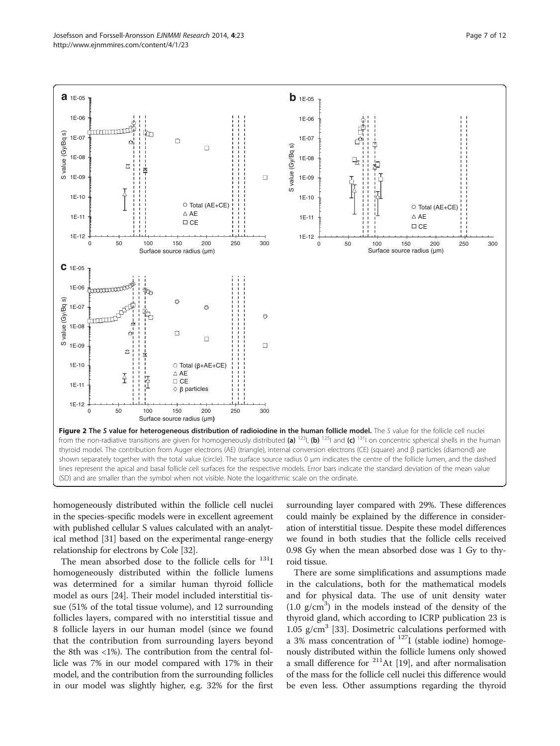**Figure 2 The** ***S*** **value for heterogeneous distribution of radioiodine in the human follicle model.** The *S* value for the follicle cell nuclei from the non-radiative transitions are given for homogeneously distributed **(a)** $^{123}$I, **(b)** $^{125}$I and **(c)** $^{131}$I on concentric spherical shells in the human thyroid model. The contribution from Auger electrons (AE) (triangle), internal conversion electrons (CE) (square) and β particles (diamond) are shown separately together with the total value (circle). The surface source radius 0 μm indicates the centre of the follicle lumen, and the dashed lines represent the apical and basal follicle cell surfaces for the respective models. Error bars indicate the standard deviation of the mean value (SD) and are smaller than the symbol when not visible. Note the logarithmic scale on the ordinate.

homogeneously distributed within the follicle cell nuclei in the species-specific models were in excellent agreement with published cellular S values calculated with an analytical method [31] based on the experimental range-energy relationship for electrons by Cole [32].

The mean absorbed dose to the follicle cells for $^{131}$I homogeneously distributed within the follicle lumens was determined for a similar human thyroid follicle model as ours [24]. Their model included interstitial tissue (51% of the total tissue volume), and 12 surrounding follicles layers, compared with no interstitial tissue and 8 follicle layers in our human model (since we found that the contribution from surrounding layers beyond the 8th was <1%). The contribution from the central follicle was 7% in our model compared with 17% in their model, and the contribution from the surrounding follicles in our model was slightly higher, e.g. 32% for the first surrounding layer compared with 29%. These differences could mainly be explained by the difference in consideration of interstitial tissue. Despite these model differences we found in both studies that the follicle cells received 0.98 Gy when the mean absorbed dose was 1 Gy to thyroid tissue.

There are some simplifications and assumptions made in the calculations, both for the mathematical models and for physical data. The use of unit density water (1.0 g/cm$^3$) in the models instead of the density of the thyroid gland, which according to ICRP publication 23 is 1.05 g/cm$^3$ [33]. Dosimetric calculations performed with a 3% mass concentration of $^{127}$I (stable iodine) homogenously distributed within the follicle lumens only showed a small difference for $^{211}$At [19], and after normalisation of the mass for the follicle cell nuclei this difference would be even less. Other assumptions regarding the thyroid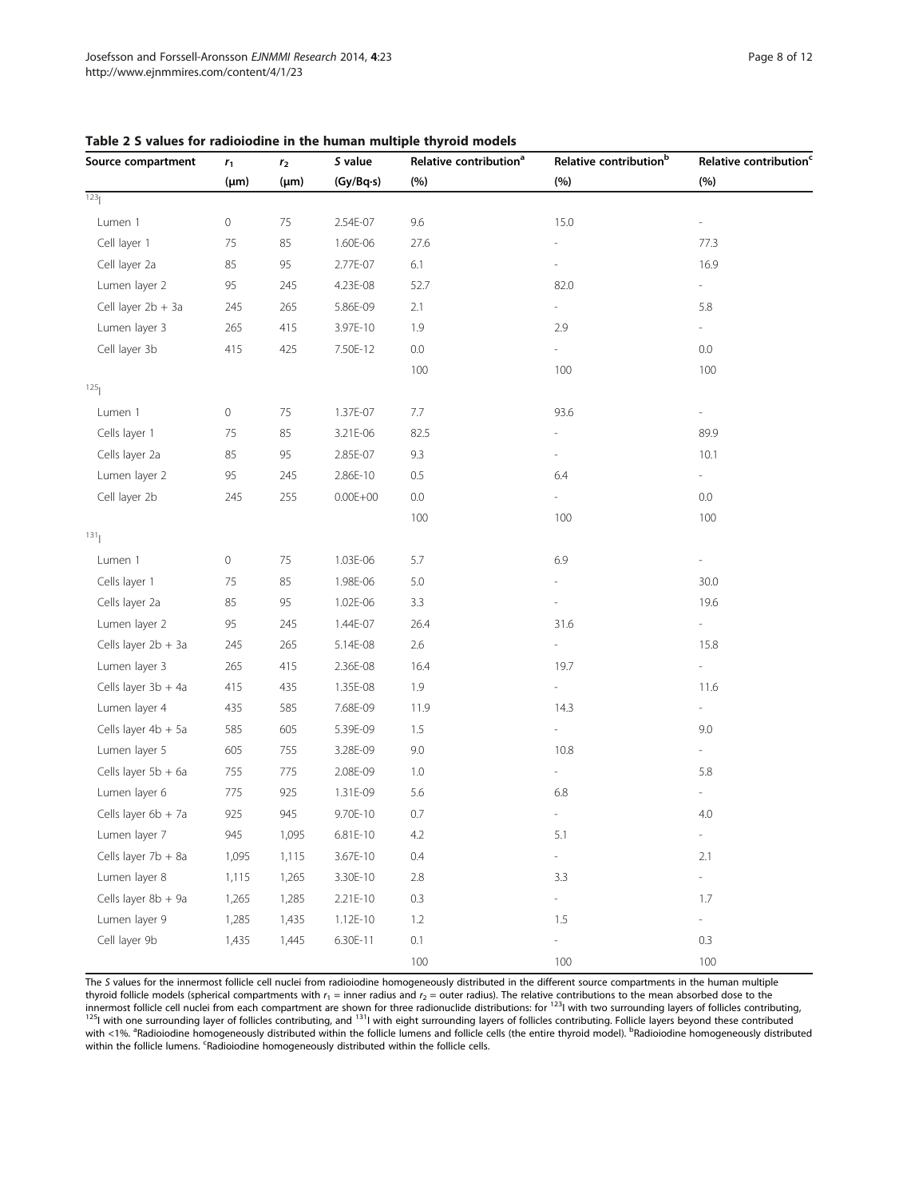**Table 2 S values for radioiodine in the human multiple thyroid models**

| Source compartment | $r_1$ (μm) | $r_2$ (μm) | *S* value (Gy/Bq·s) | Relative contribution[a] (%) | Relative contribution[b] (%) | Relative contribution[c] (%) |
|---|---|---|---|---|---|---|
| $^{123}$I | | | | | | |
| Lumen 1 | 0 | 75 | 2.54E-07 | 9.6 | 15.0 | - |
| Cell layer 1 | 75 | 85 | 1.60E-06 | 27.6 | - | 77.3 |
| Cell layer 2a | 85 | 95 | 2.77E-07 | 6.1 | - | 16.9 |
| Lumen layer 2 | 95 | 245 | 4.23E-08 | 52.7 | 82.0 | - |
| Cell layer 2b + 3a | 245 | 265 | 5.86E-09 | 2.1 | - | 5.8 |
| Lumen layer 3 | 265 | 415 | 3.97E-10 | 1.9 | 2.9 | - |
| Cell layer 3b | 415 | 425 | 7.50E-12 | 0.0 | - | 0.0 |
| | | | | 100 | 100 | 100 |
| $^{125}$I | | | | | | |
| Lumen 1 | 0 | 75 | 1.37E-07 | 7.7 | 93.6 | - |
| Cells layer 1 | 75 | 85 | 3.21E-06 | 82.5 | - | 89.9 |
| Cells layer 2a | 85 | 95 | 2.85E-07 | 9.3 | - | 10.1 |
| Lumen layer 2 | 95 | 245 | 2.86E-10 | 0.5 | 6.4 | - |
| Cell layer 2b | 245 | 255 | 0.00E+00 | 0.0 | - | 0.0 |
| | | | | 100 | 100 | 100 |
| $^{131}$I | | | | | | |
| Lumen 1 | 0 | 75 | 1.03E-06 | 5.7 | 6.9 | - |
| Cells layer 1 | 75 | 85 | 1.98E-06 | 5.0 | - | 30.0 |
| Cells layer 2a | 85 | 95 | 1.02E-06 | 3.3 | - | 19.6 |
| Lumen layer 2 | 95 | 245 | 1.44E-07 | 26.4 | 31.6 | - |
| Cells layer 2b + 3a | 245 | 265 | 5.14E-08 | 2.6 | - | 15.8 |
| Lumen layer 3 | 265 | 415 | 2.36E-08 | 16.4 | 19.7 | - |
| Cells layer 3b + 4a | 415 | 435 | 1.35E-08 | 1.9 | - | 11.6 |
| Lumen layer 4 | 435 | 585 | 7.68E-09 | 11.9 | 14.3 | - |
| Cells layer 4b + 5a | 585 | 605 | 5.39E-09 | 1.5 | - | 9.0 |
| Lumen layer 5 | 605 | 755 | 3.28E-09 | 9.0 | 10.8 | - |
| Cells layer 5b + 6a | 755 | 775 | 2.08E-09 | 1.0 | - | 5.8 |
| Lumen layer 6 | 775 | 925 | 1.31E-09 | 5.6 | 6.8 | - |
| Cells layer 6b + 7a | 925 | 945 | 9.70E-10 | 0.7 | - | 4.0 |
| Lumen layer 7 | 945 | 1,095 | 6.81E-10 | 4.2 | 5.1 | - |
| Cells layer 7b + 8a | 1,095 | 1,115 | 3.67E-10 | 0.4 | - | 2.1 |
| Lumen layer 8 | 1,115 | 1,265 | 3.30E-10 | 2.8 | 3.3 | - |
| Cells layer 8b + 9a | 1,265 | 1,285 | 2.21E-10 | 0.3 | - | 1.7 |
| Lumen layer 9 | 1,285 | 1,435 | 1.12E-10 | 1.2 | 1.5 | - |
| Cell layer 9b | 1,435 | 1,445 | 6.30E-11 | 0.1 | - | 0.3 |
| | | | | 100 | 100 | 100 |

The *S* values for the innermost follicle cell nuclei from radioiodine homogeneously distributed in the different source compartments in the human multiple thyroid follicle models (spherical compartments with $r_1$ = inner radius and $r_2$ = outer radius). The relative contributions to the mean absorbed dose to the innermost follicle cell nuclei from each compartment are shown for three radionuclide distributions: for $^{123}$I with two surrounding layers of follicles contributing, $^{125}$I with one surrounding layer of follicles contributing, and $^{131}$I with eight surrounding layers of follicles contributing. Follicle layers beyond these contributed with <1%. [a]Radioiodine homogeneously distributed within the follicle lumens and follicle cells (the entire thyroid model). [b]Radioiodine homogeneously distributed within the follicle lumens. [c]Radioiodine homogeneously distributed within the follicle cells.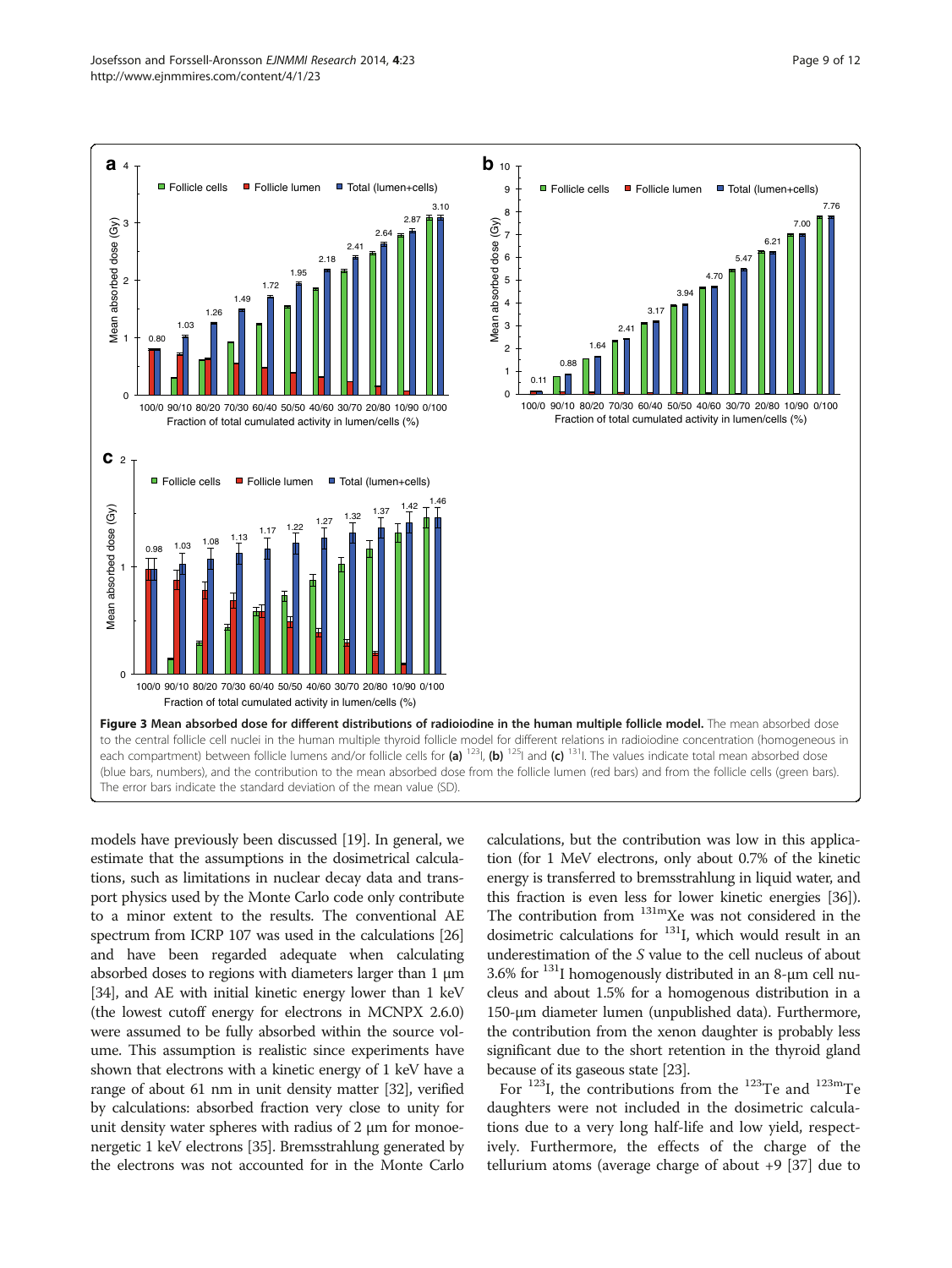**Figure 3 Mean absorbed dose for different distributions of radioiodine in the human multiple follicle model.** The mean absorbed dose to the central follicle cell nuclei in the human multiple thyroid follicle model for different relations in radioiodine concentration (homogeneous in each compartment) between follicle lumens and/or follicle cells for **(a)** $^{123}$I, **(b)** $^{125}$I and **(c)** $^{131}$I. The values indicate total mean absorbed dose (blue bars, numbers), and the contribution to the mean absorbed dose from the follicle lumen (red bars) and from the follicle cells (green bars). The error bars indicate the standard deviation of the mean value (SD).

models have previously been discussed [19]. In general, we estimate that the assumptions in the dosimetrical calculations, such as limitations in nuclear decay data and transport physics used by the Monte Carlo code only contribute to a minor extent to the results. The conventional AE spectrum from ICRP 107 was used in the calculations [26] and have been regarded adequate when calculating absorbed doses to regions with diameters larger than 1 μm [34], and AE with initial kinetic energy lower than 1 keV (the lowest cutoff energy for electrons in MCNPX 2.6.0) were assumed to be fully absorbed within the source volume. This assumption is realistic since experiments have shown that electrons with a kinetic energy of 1 keV have a range of about 61 nm in unit density matter [32], verified by calculations: absorbed fraction very close to unity for unit density water spheres with radius of 2 μm for monoenergetic 1 keV electrons [35]. Bremsstrahlung generated by the electrons was not accounted for in the Monte Carlo calculations, but the contribution was low in this application (for 1 MeV electrons, only about 0.7% of the kinetic energy is transferred to bremsstrahlung in liquid water, and this fraction is even less for lower kinetic energies [36]). The contribution from $^{131m}$Xe was not considered in the dosimetric calculations for $^{131}$I, which would result in an underestimation of the *S* value to the cell nucleus of about 3.6% for $^{131}$I homogenously distributed in an 8-μm cell nucleus and about 1.5% for a homogenous distribution in a 150-μm diameter lumen (unpublished data). Furthermore, the contribution from the xenon daughter is probably less significant due to the short retention in the thyroid gland because of its gaseous state [23].

For $^{123}$I, the contributions from the $^{123}$Te and $^{123m}$Te daughters were not included in the dosimetric calculations due to a very long half-life and low yield, respectively. Furthermore, the effects of the charge of the tellurium atoms (average charge of about +9 [37] due to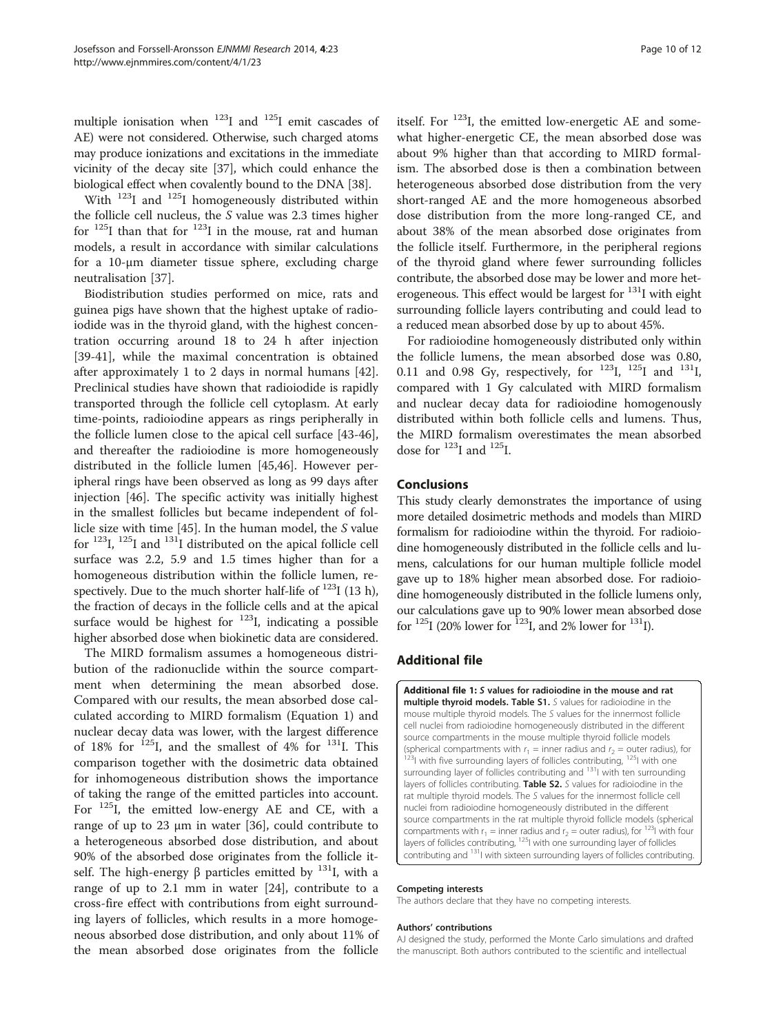multiple ionisation when $^{123}$I and $^{125}$I emit cascades of AE) were not considered. Otherwise, such charged atoms may produce ionizations and excitations in the immediate vicinity of the decay site [37], which could enhance the biological effect when covalently bound to the DNA [38].

With $^{123}$I and $^{125}$I homogeneously distributed within the follicle cell nucleus, the *S* value was 2.3 times higher for $^{125}$I than that for $^{123}$I in the mouse, rat and human models, a result in accordance with similar calculations for a 10-μm diameter tissue sphere, excluding charge neutralisation [37].

Biodistribution studies performed on mice, rats and guinea pigs have shown that the highest uptake of radioiodide was in the thyroid gland, with the highest concentration occurring around 18 to 24 h after injection [39-41], while the maximal concentration is obtained after approximately 1 to 2 days in normal humans [42]. Preclinical studies have shown that radioiodide is rapidly transported through the follicle cell cytoplasm. At early time-points, radioiodine appears as rings peripherally in the follicle lumen close to the apical cell surface [43-46], and thereafter the radioiodine is more homogeneously distributed in the follicle lumen [45,46]. However peripheral rings have been observed as long as 99 days after injection [46]. The specific activity was initially highest in the smallest follicles but became independent of follicle size with time [45]. In the human model, the *S* value for $^{123}$I, $^{125}$I and $^{131}$I distributed on the apical follicle cell surface was 2.2, 5.9 and 1.5 times higher than for a homogeneous distribution within the follicle lumen, respectively. Due to the much shorter half-life of $^{123}$I (13 h), the fraction of decays in the follicle cells and at the apical surface would be highest for $^{123}$I, indicating a possible higher absorbed dose when biokinetic data are considered.

The MIRD formalism assumes a homogeneous distribution of the radionuclide within the source compartment when determining the mean absorbed dose. Compared with our results, the mean absorbed dose calculated according to MIRD formalism (Equation 1) and nuclear decay data was lower, with the largest difference of 18% for $^{125}$I, and the smallest of 4% for $^{131}$I. This comparison together with the dosimetric data obtained for inhomogeneous distribution shows the importance of taking the range of the emitted particles into account. For $^{125}$I, the emitted low-energy AE and CE, with a range of up to 23 μm in water [36], could contribute to a heterogeneous absorbed dose distribution, and about 90% of the absorbed dose originates from the follicle itself. The high-energy β particles emitted by $^{131}$I, with a range of up to 2.1 mm in water [24], contribute to a cross-fire effect with contributions from eight surrounding layers of follicles, which results in a more homogeneous absorbed dose distribution, and only about 11% of the mean absorbed dose originates from the follicle itself. For $^{123}$I, the emitted low-energetic AE and somewhat higher-energetic CE, the mean absorbed dose was about 9% higher than that according to MIRD formalism. The absorbed dose is then a combination between heterogeneous absorbed dose distribution from the very short-ranged AE and the more homogeneous absorbed dose distribution from the more long-ranged CE, and about 38% of the mean absorbed dose originates from the follicle itself. Furthermore, in the peripheral regions of the thyroid gland where fewer surrounding follicles contribute, the absorbed dose may be lower and more heterogeneous. This effect would be largest for $^{131}$I with eight surrounding follicle layers contributing and could lead to a reduced mean absorbed dose by up to about 45%.

For radioiodine homogeneously distributed only within the follicle lumens, the mean absorbed dose was 0.80, 0.11 and 0.98 Gy, respectively, for $^{123}$I, $^{125}$I and $^{131}$I, compared with 1 Gy calculated with MIRD formalism and nuclear decay data for radioiodine homogenously distributed within both follicle cells and lumens. Thus, the MIRD formalism overestimates the mean absorbed dose for $^{123}$I and $^{125}$I.

## Conclusions

This study clearly demonstrates the importance of using more detailed dosimetric methods and models than MIRD formalism for radioiodine within the thyroid. For radioiodine homogeneously distributed in the follicle cells and lumens, calculations for our human multiple follicle model gave up to 18% higher mean absorbed dose. For radioiodine homogeneously distributed in the follicle lumens only, our calculations gave up to 90% lower mean absorbed dose for $^{125}$I (20% lower for $^{123}$I, and 2% lower for $^{131}$I).

## Additional file

**Additional file 1: *S* values for radioiodine in the mouse and rat multiple thyroid models. Table S1.** *S* values for radioiodine in the mouse multiple thyroid models. The *S* values for the innermost follicle cell nuclei from radioiodine homogeneously distributed in the different source compartments in the mouse multiple thyroid follicle models (spherical compartments with $r_1$ = inner radius and $r_2$ = outer radius), for $^{123}$I with five surrounding layers of follicles contributing, $^{125}$I with one surrounding layer of follicles contributing and $^{131}$I with ten surrounding layers of follicles contributing. **Table S2.** *S* values for radioiodine in the rat multiple thyroid models. The *S* values for the innermost follicle cell nuclei from radioiodine homogeneously distributed in the different source compartments in the rat multiple thyroid follicle models (spherical compartments with $r_1$ = inner radius and $r_2$ = outer radius), for $^{123}$I with four layers of follicles contributing, $^{125}$I with one surrounding layer of follicles contributing and $^{131}$I with sixteen surrounding layers of follicles contributing.

#### Competing interests

The authors declare that they have no competing interests.

#### Authors' contributions

AJ designed the study, performed the Monte Carlo simulations and drafted the manuscript. Both authors contributed to the scientific and intellectual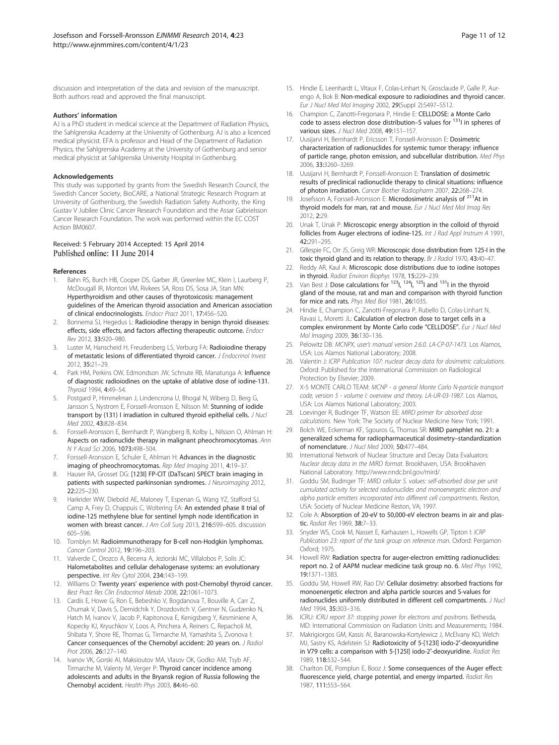discussion and interpretation of the data and revision of the manuscript. Both authors read and approved the final manuscript.

#### Authors' information

AJ is a PhD student in medical science at the Department of Radiation Physics, the Sahlgrenska Academy at the University of Gothenburg. AJ is also a licenced medical physicist. EFA is professor and Head of the Department of Radiation Physics, the Sahlgrenska Academy at the University of Gothenburg and senior medical physicist at Sahlgrenska University Hospital in Gothenburg.

#### Acknowledgements

This study was supported by grants from the Swedish Research Council, the Swedish Cancer Society, BioCARE, a National Strategic Research Program at University of Gothenburg, the Swedish Radiation Safety Authority, the King Gustav V Jubilee Clinic Cancer Research Foundation and the Assar Gabrielsson Cancer Research Foundation. The work was performed within the EC COST Action BM0607.

Received: 5 February 2014 Accepted: 15 April 2014
Published online: 11 June 2014

#### References

1. Bahn RS, Burch HB, Cooper DS, Garber JR, Greenlee MC, Klein I, Laurberg P, McDougall IR, Montori VM, Rivkees SA, Ross DS, Sosa JA, Stan MN: **Hyperthyroidism and other causes of thyrotoxicosis: management guidelines of the American thyroid association and American association of clinical endocrinologists.** *Endocr Pract* 2011, **17:**456–520.
2. Bonnema SJ, Hegedus L: **Radioiodine therapy in benign thyroid diseases: effects, side effects, and factors affecting therapeutic outcome.** *Endocr Rev* 2012, **33:**920–980.
3. Luster M, Hanscheid H, Freudenberg LS, Verburg FA: **Radioiodine therapy of metastatic lesions of differentiated thyroid cancer.** *J Endocrinol Invest* 2012, **35:**21–29.
4. Park HM, Perkins OW, Edmondson JW, Schnute RB, Manatunga A: **Influence of diagnostic radioiodines on the uptake of ablative dose of iodine-131.** *Thyroid* 1994, **4:**49–54.
5. Postgard P, Himmelman J, Lindencrona U, Bhogal N, Wiberg D, Berg G, Jansson S, Nystrom E, Forssell-Aronsson E, Nilsson M: **Stunning of iodide transport by (131) I irradiation in cultured thyroid epithelial cells.** *J Nucl Med* 2002, **43:**828–834.
6. Forssell-Aronsson E, Bernhardt P, Wangberg B, Kolby L, Nilsson O, Ahlman H: **Aspects on radionuclide therapy in malignant pheochromocytomas.** *Ann N Y Acad Sci* 2006, **1073:**498–504.
7. Forssell-Aronsson E, Schuler E, Ahlman H: **Advances in the diagnostic imaging of pheochromocytomas.** *Rep Med Imaging* 2011, **4:**19–37.
8. Hauser RA, Grosset DG: **[123I] FP-CIT (DaTscan) SPECT brain imaging in patients with suspected parkinsonian syndromes.** *J Neuroimaging* 2012, **22:**225–230.
9. Harkrider WW, Diebold AE, Maloney T, Espenan G, Wang YZ, Stafford SJ, Camp A, Frey D, Chappuis C, Woltering EA: **An extended phase II trial of iodine-125 methylene blue for sentinel lymph node identification in women with breast cancer.** *J Am Coll Surg* 2013, **216:**599–605. discussion 605–596.
10. Tomblyn M: **Radioimmunotherapy for B-cell non-Hodgkin lymphomas.** *Cancer Control* 2012, **19:**196–203.
11. Valverde C, Orozco A, Becerra A, Jeziorski MC, Villalobos P, Solis JC: **Halometabolites and cellular dehalogenase systems: an evolutionary perspective.** *Int Rev Cytol* 2004, **234:**143–199.
12. Williams D: **Twenty years' experience with post-Chernobyl thyroid cancer.** *Best Pract Res Clin Endocrinol Metab* 2008, **22:**1061–1073.
13. Cardis E, Howe G, Ron E, Bebeshko V, Bogdanova T, Bouville A, Carr Z, Chumak V, Davis S, Demidchik Y, Drozdovitch V, Gentner N, Gudzenko N, Hatch M, Ivanov V, Jacob P, Kapitonova E, Kenigsberg Y, Kesminiene A, Kopecky KJ, Kryuchkov V, Loos A, Pinchera A, Reiners C, Repacholi M, Shibata Y, Shore RE, Thomas G, Tirmarche M, Yamashita S, Zvonova I: **Cancer consequences of the Chernobyl accident: 20 years on.** *J Radiol Prot* 2006, **26:**127–140.
14. Ivanov VK, Gorski AI, Maksioutov MA, Vlasov OK, Godko AM, Tsyb AF, Tirmarche M, Valenty M, Verger P: **Thyroid cancer incidence among adolescents and adults in the Bryansk region of Russia following the Chernobyl accident.** *Health Phys* 2003, **84:**46–60.
15. Hindie E, Leenhardt L, Vitaux F, Colas-Linhart N, Grosclaude P, Galle P, Aurengo A, Bok B: **Non-medical exposure to radioiodines and thyroid cancer.** *Eur J Nucl Med Mol Imaging* 2002, **29**(Suppl 2):S497–S512.
16. Champion C, Zanotti-Fregonara P, Hindie E: **CELLDOSE: a Monte Carlo code to assess electron dose distribution–S values for $^{131}$I in spheres of various sizes.** *J Nucl Med* 2008, **49:**151–157.
17. Uusijarvi H, Bernhardt P, Ericsson T, Forssell-Aronsson E: **Dosimetric characterization of radionuclides for systemic tumor therapy: influence of particle range, photon emission, and subcellular distribution.** *Med Phys* 2006, **33:**3260–3269.
18. Uusijarvi H, Bernhardt P, Forssell-Aronsson E: **Translation of dosimetric results of preclinical radionuclide therapy to clinical situations: influence of photon irradiation.** *Cancer Biother Radiopharm* 2007, **22:**268–274.
19. Josefsson A, Forssell-Aronsson E: **Microdosimetric analysis of $^{211}$At in thyroid models for man, rat and mouse.** *Eur J Nucl Med Mol Imag Res* 2012, **2:**29.
20. Unak T, Unak P: **Microscopic energy absorption in the colloid of thyroid follicles from Auger electrons of iodine-125.** *Int J Rad Appl Instrum A* 1991, **42:**291–295.
21. Gillespie FC, Orr JS, Greig WR: **Microscopic dose distribution from 125-I in the toxic thyroid gland and its relation to therapy.** *Br J Radiol* 1970, **43:**40–47.
22. Reddy AR, Kaul A: **Microscopic dose distributions due to iodine isotopes in thyroid.** *Radiat Environ Biophys* 1978, **15:**229–239.
23. Van Best J: **Dose calculations for $^{123}$I, $^{124}$I, $^{125}$I and $^{131}$I in the thyroid gland of the mouse, rat and man and comparison with thyroid function for mice and rats.** *Phys Med Biol* 1981, **26:**1035.
24. Hindie E, Champion C, Zanotti-Fregonara P, Rubello D, Colas-Linhart N, Ravasi L, Moretti JL: **Calculation of electron dose to target cells in a complex environment by Monte Carlo code "CELLDOSE".** *Eur J Nucl Med Mol Imaging* 2009, **36:**130–136.
25. Pelowitz DB: *MCNPX, user's manual version 2.6.0. LA-CP-07-1473.* Los Alamos, USA: Los Alamos National Laboratory; 2008.
26. Valentin J: *ICRP Publication 107: nuclear decay data for dosimetric calculations.* Oxford: Published for the International Commission on Radiological Protection by Elsevier; 2009.
27. X-5 MONTE CARLO TEAM: *MCNP - a general Monte Carlo N-particle transport code, version 5 - volume I: overview and theory. LA-UR-03-1987.* Los Alamos, USA: Los Alamos National Laboratory; 2003.
28. Loevinger R, Budinger TF, Watson EE: *MIRD primer for absorbed dose calculations.* New York: The Society of Nuclear Medicine New York; 1991.
29. Bolch WE, Eckerman KF, Sgouros G, Thomas SR: **MIRD pamphlet no. 21: a generalized schema for radiopharmaceutical dosimetry–standardization of nomenclature.** *J Nucl Med* 2009, **50:**477–484.
30. International Network of Nuclear Structure and Decay Data Evaluators: *Nuclear decay data in the MIRD format.* Brookhaven, USA: Brookhaven National Laboratory. http://www.nndc.bnl.gov/mird/.
31. Goddu SM, Budinger TF: *MIRD cellular S. values: self-absorbed dose per unit cumulated activity for selected radionuclides and monoenergetic electron and alpha particle emitters incorporated into different cell compartments.* Reston, USA: Society of Nuclear Medicine Reston, VA; 1997.
32. Cole A: **Absorption of 20-eV to 50,000-eV electron beams in air and plastic.** *Radiat Res* 1969, **38:**7–33.
33. Snyder WS, Cook M, Nasset E, Karhausen L, Howells GP, Tipton I: *ICRP Publication 23: report of the task group on reference man.* Oxford: Pergamon Oxford; 1975.
34. Howell RW: **Radiation spectra for auger-electron emitting radionuclides: report no. 2 of AAPM nuclear medicine task group no. 6.** *Med Phys* 1992, **19:**1371–1383.
35. Goddu SM, Howell RW, Rao DV: **Cellular dosimetry: absorbed fractions for monoenergetic electron and alpha particle sources and S-values for radionuclides uniformly distributed in different cell compartments.** *J Nucl Med* 1994, **35:**303–316.
36. ICRU: *ICRU report 37: stopping power for electrons and positrons.* Bethesda, MD: International Commission on Radiation Units and Measurements; 1984.
37. Makrigiorgos GM, Kassis AI, Baranowska-Kortylewicz J, McElvany KD, Welch MJ, Sastry KS, Adelstein SJ: **Radiotoxicity of 5-[123I] iodo-2'-deoxyuridine in V79 cells: a comparison with 5-[125I] iodo-2'-deoxyuridine.** *Radiat Res* 1989, **118:**532–544.
38. Charlton DE, Pomplun E, Booz J: **Some consequences of the Auger effect: fluorescence yield, charge potential, and energy imparted.** *Radiat Res* 1987, **111:**553–564.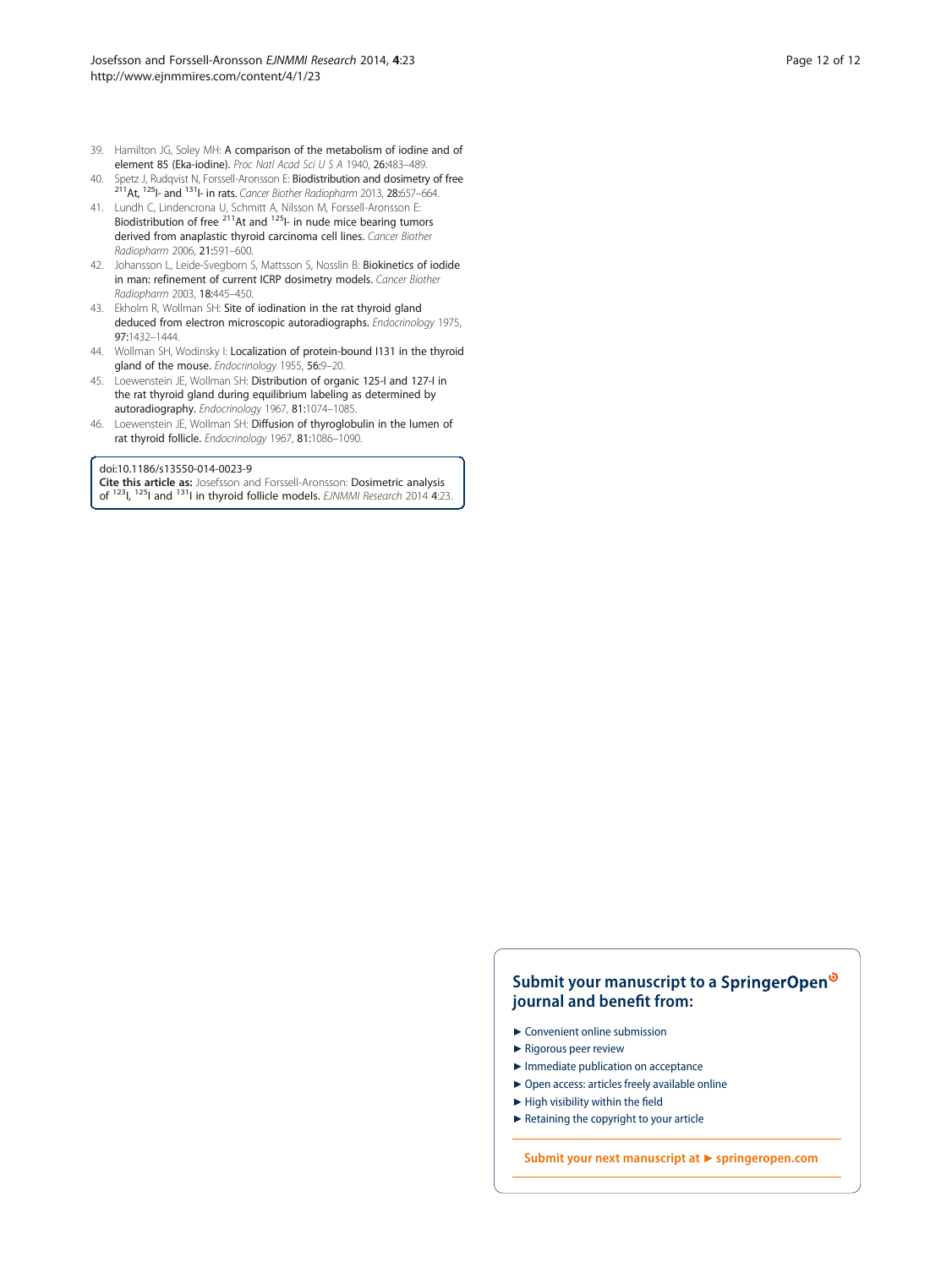39. Hamilton JG, Soley MH: **A comparison of the metabolism of iodine and of element 85 (Eka-iodine).** *Proc Natl Acad Sci U S A* 1940, **26:**483–489.
40. Spetz J, Rudqvist N, Forssell-Aronsson E: **Biodistribution and dosimetry of free $^{211}$At, $^{125}$I- and $^{131}$I- in rats.** *Cancer Biother Radiopharm* 2013, **28:**657–664.
41. Lundh C, Lindencrona U, Schmitt A, Nilsson M, Forssell-Aronsson E: **Biodistribution of free $^{211}$At and $^{125}$I- in nude mice bearing tumors derived from anaplastic thyroid carcinoma cell lines.** *Cancer Biother Radiopharm* 2006, **21:**591–600.
42. Johansson L, Leide-Svegborn S, Mattsson S, Nosslin B: **Biokinetics of iodide in man: refinement of current ICRP dosimetry models.** *Cancer Biother Radiopharm* 2003, **18:**445–450.
43. Ekholm R, Wollman SH: **Site of iodination in the rat thyroid gland deduced from electron microscopic autoradiographs.** *Endocrinology* 1975, **97:**1432–1444.
44. Wollman SH, Wodinsky I: **Localization of protein-bound I131 in the thyroid gland of the mouse.** *Endocrinology* 1955, **56:**9–20.
45. Loewenstein JE, Wollman SH: **Distribution of organic 125-I and 127-I in the rat thyroid gland during equilibrium labeling as determined by autoradiography.** *Endocrinology* 1967, **81:**1074–1085.
46. Loewenstein JE, Wollman SH: **Diffusion of thyroglobulin in the lumen of rat thyroid follicle.** *Endocrinology* 1967, **81:**1086–1090.

doi:10.1186/s13550-014-0023-9

**Cite this article as:** Josefsson and Forssell-Aronsson: **Dosimetric analysis of $^{123}$I, $^{125}$I and $^{131}$I in thyroid follicle models.** *EJNMMI Research* 2014 **4**:23.

**Submit your manuscript to a SpringerOpen journal and benefit from:**

- ► Convenient online submission
- ► Rigorous peer review
- ► Immediate publication on acceptance
- ► Open access: articles freely available online
- ► High visibility within the field
- ► Retaining the copyright to your article

**Submit your next manuscript at ► springeropen.com**